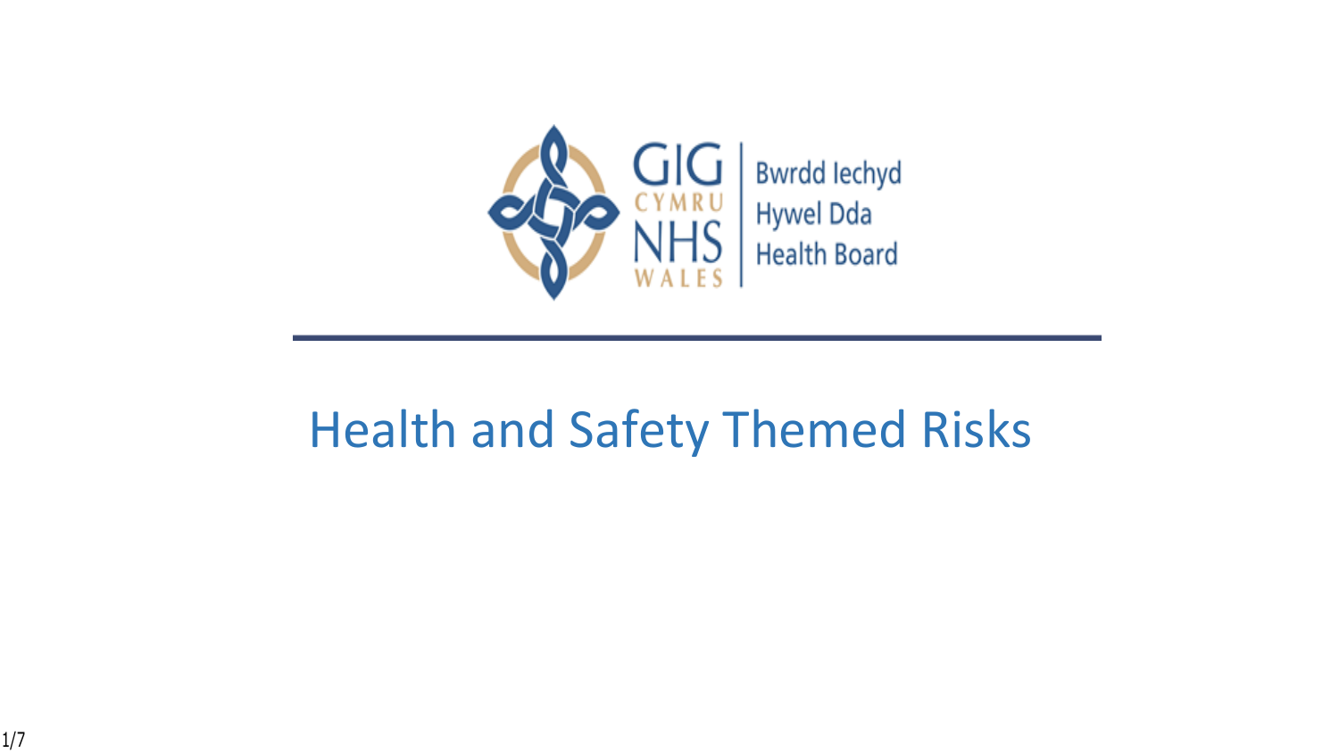GIG CYMRU NHS WALES | Bwrdd Iechyd Hywel Dda Health Board

# Health and Safety Themed Risks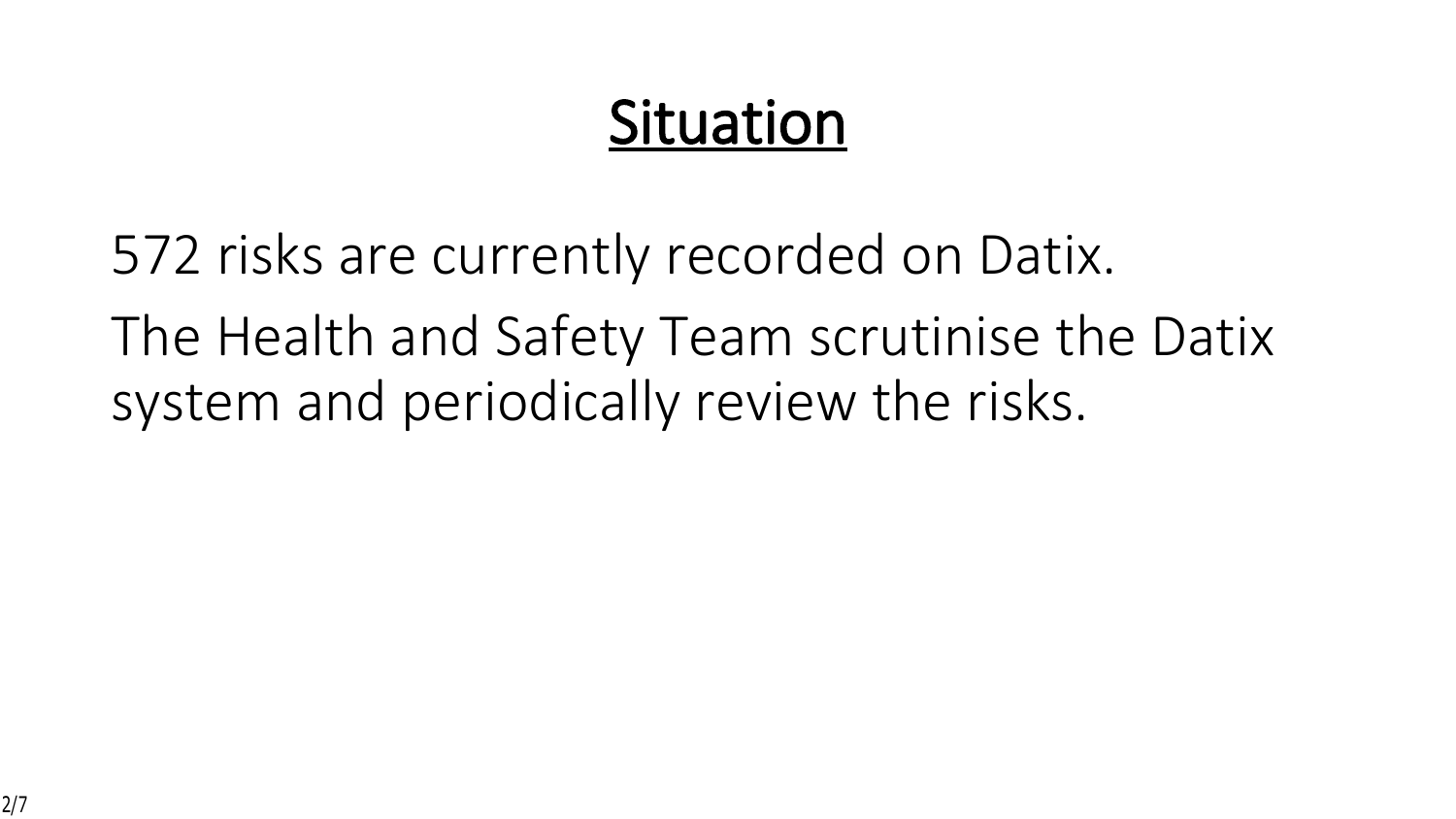# Situation

572 risks are currently recorded on Datix.

The Health and Safety Team scrutinise the Datix system and periodically review the risks.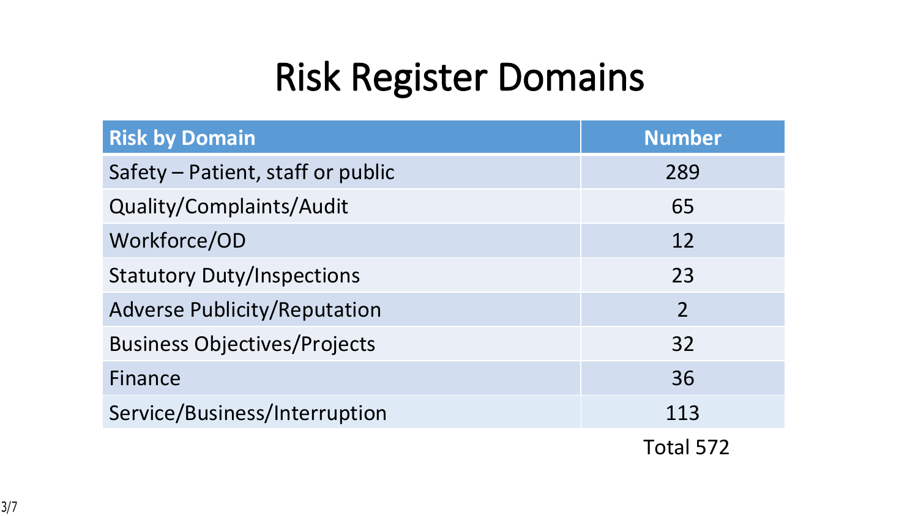# Risk Register Domains

| Risk by Domain | Number |
|---|---|
| Safety – Patient, staff or public | 289 |
| Quality/Complaints/Audit | 65 |
| Workforce/OD | 12 |
| Statutory Duty/Inspections | 23 |
| Adverse Publicity/Reputation | 2 |
| Business Objectives/Projects | 32 |
| Finance | 36 |
| Service/Business/Interruption | 113 |
| | Total 572 |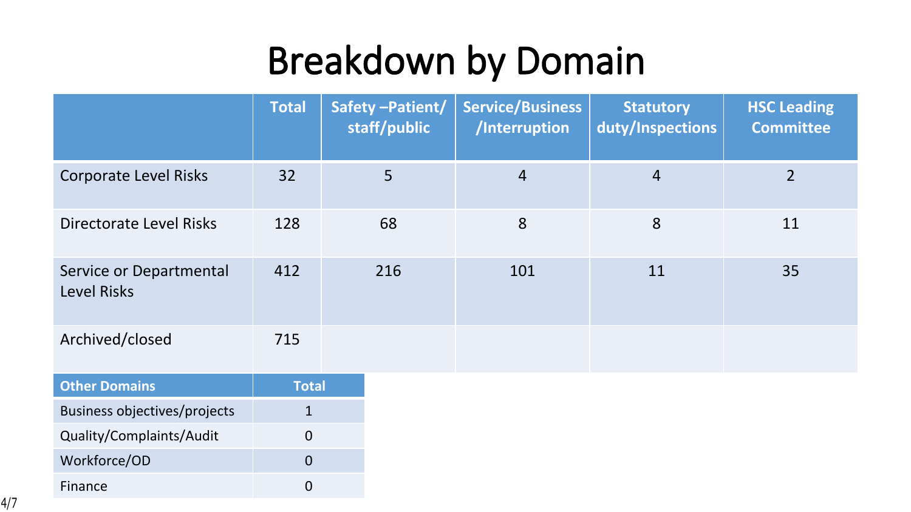# Breakdown by Domain

| | Total | Safety –Patient/ staff/public | Service/Business /Interruption | Statutory duty/Inspections | HSC Leading Committee |
|---|---|---|---|---|---|
| Corporate Level Risks | 32 | 5 | 4 | 4 | 2 |
| Directorate Level Risks | 128 | 68 | 8 | 8 | 11 |
| Service or Departmental Level Risks | 412 | 216 | 101 | 11 | 35 |
| Archived/closed | 715 | | | | |

| Other Domains | Total |
|---|---|
| Business objectives/projects | 1 |
| Quality/Complaints/Audit | 0 |
| Workforce/OD | 0 |
| Finance | 0 |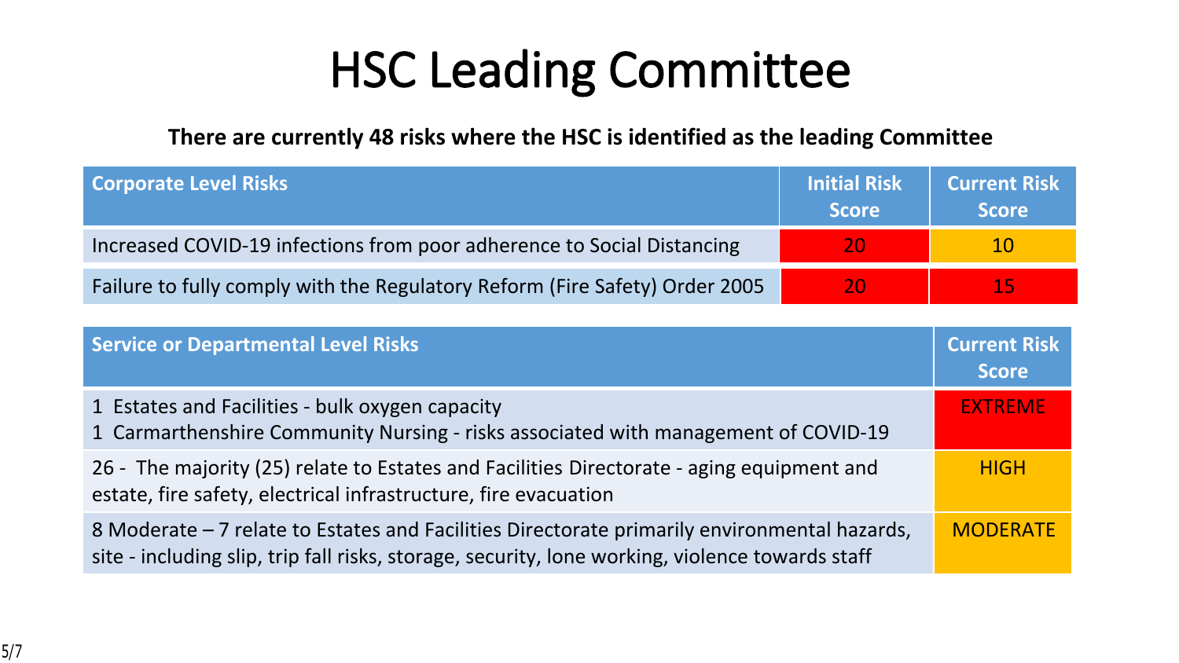# HSC Leading Committee

**There are currently 48 risks where the HSC is identified as the leading Committee**

| Corporate Level Risks | Initial Risk Score | Current Risk Score |
|---|---|---|
| Increased COVID-19 infections from poor adherence to Social Distancing | 20 | 10 |
| Failure to fully comply with the Regulatory Reform (Fire Safety) Order 2005 | 20 | 15 |

| Service or Departmental Level Risks | Current Risk Score |
|---|---|
| 1 Estates and Facilities - bulk oxygen capacity<br>1 Carmarthenshire Community Nursing - risks associated with management of COVID-19 | EXTREME |
| 26 - The majority (25) relate to Estates and Facilities Directorate - aging equipment and estate, fire safety, electrical infrastructure, fire evacuation | HIGH |
| 8 Moderate – 7 relate to Estates and Facilities Directorate primarily environmental hazards, site - including slip, trip fall risks, storage, security, lone working, violence towards staff | MODERATE |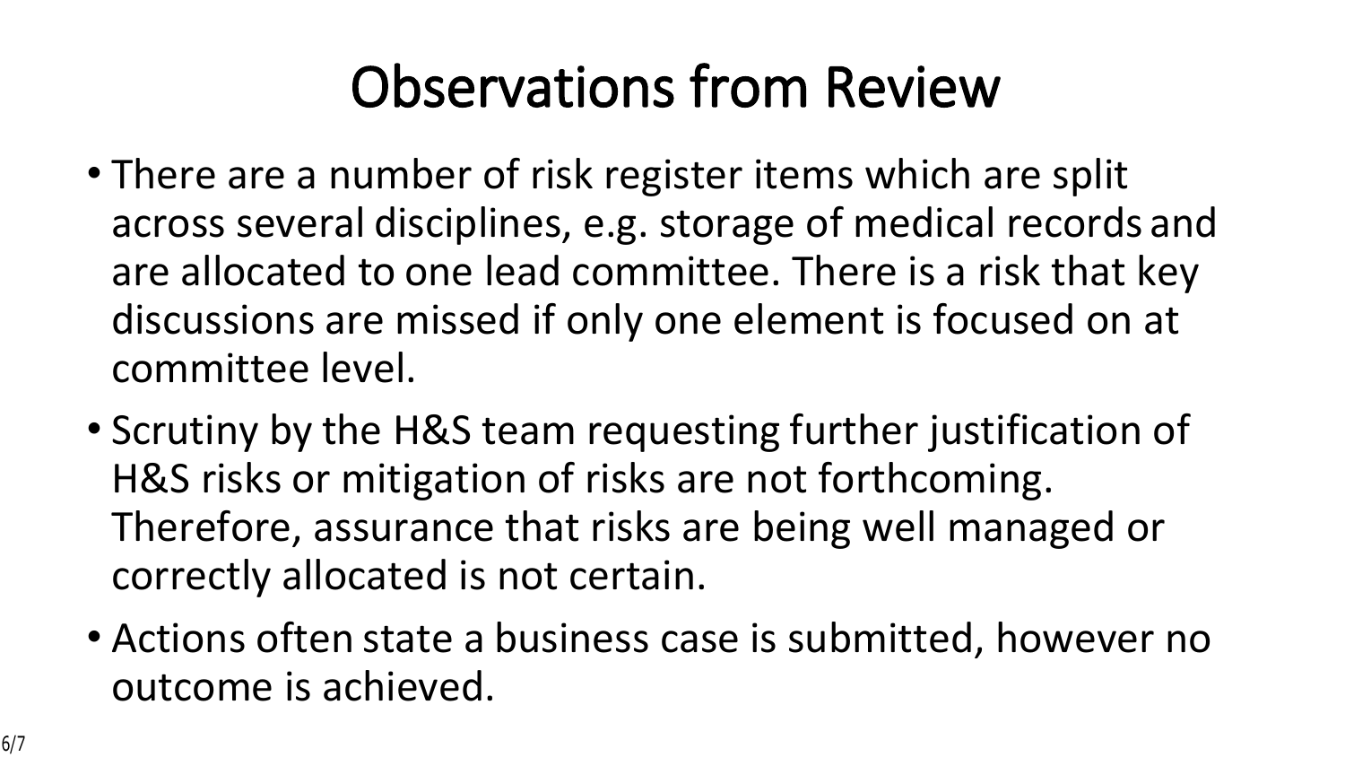# Observations from Review

- There are a number of risk register items which are split across several disciplines, e.g. storage of medical records and are allocated to one lead committee. There is a risk that key discussions are missed if only one element is focused on at committee level.
- Scrutiny by the H&S team requesting further justification of H&S risks or mitigation of risks are not forthcoming. Therefore, assurance that risks are being well managed or correctly allocated is not certain.
- Actions often state a business case is submitted, however no outcome is achieved.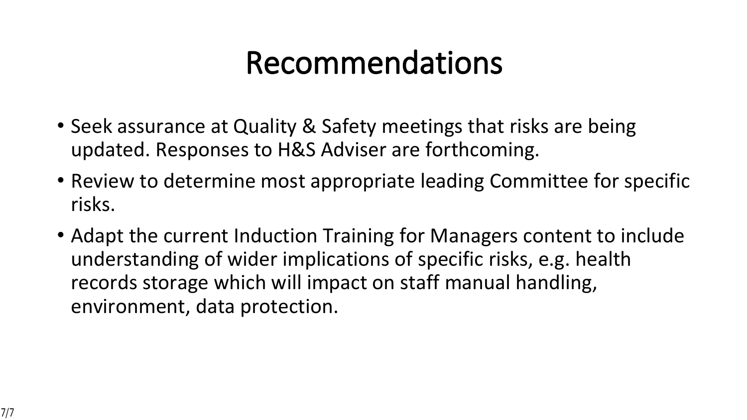# Recommendations

- Seek assurance at Quality & Safety meetings that risks are being updated. Responses to H&S Adviser are forthcoming.
- Review to determine most appropriate leading Committee for specific risks.
- Adapt the current Induction Training for Managers content to include understanding of wider implications of specific risks, e.g. health records storage which will impact on staff manual handling, environment, data protection.